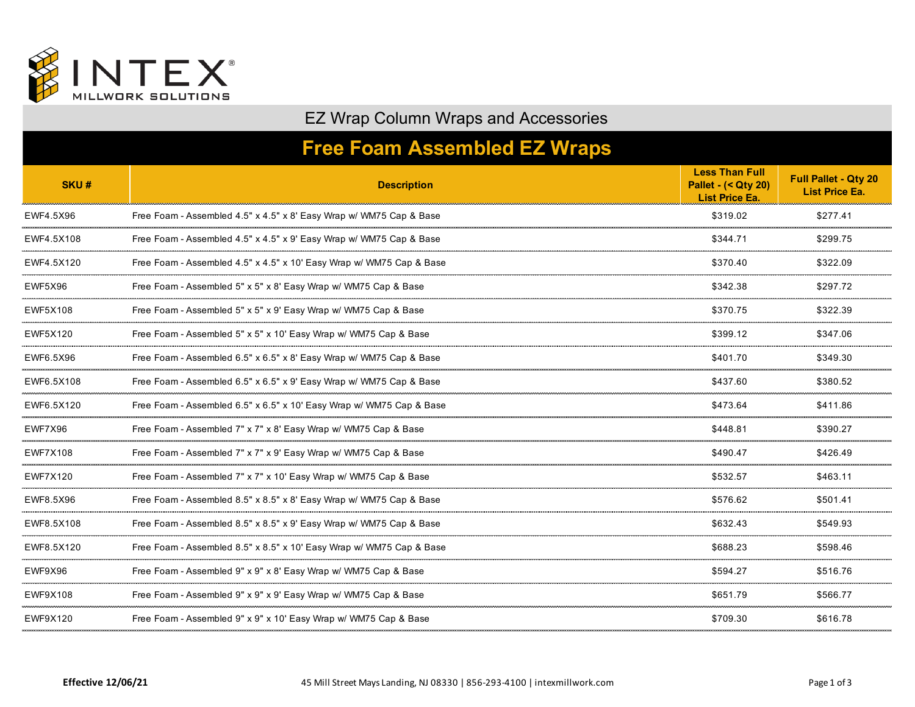INTEX® MILLWORK SOLUTIONS

## EZ Wrap Column Wraps and Accessories

# Free Foam Assembled EZ Wraps

| SKU # | Description | Less Than Full Pallet - (< Qty 20) List Price Ea. | Full Pallet - Qty 20 List Price Ea. |
|---|---|---|---|
| EWF4.5X96 | Free Foam - Assembled 4.5" x 4.5" x 8' Easy Wrap w/ WM75 Cap & Base | $319.02 | $277.41 |
| EWF4.5X108 | Free Foam - Assembled 4.5" x 4.5" x 9' Easy Wrap w/ WM75 Cap & Base | $344.71 | $299.75 |
| EWF4.5X120 | Free Foam - Assembled 4.5" x 4.5" x 10' Easy Wrap w/ WM75 Cap & Base | $370.40 | $322.09 |
| EWF5X96 | Free Foam - Assembled 5" x 5" x 8' Easy Wrap w/ WM75 Cap & Base | $342.38 | $297.72 |
| EWF5X108 | Free Foam - Assembled 5" x 5" x 9' Easy Wrap w/ WM75 Cap & Base | $370.75 | $322.39 |
| EWF5X120 | Free Foam - Assembled 5" x 5" x 10' Easy Wrap w/ WM75 Cap & Base | $399.12 | $347.06 |
| EWF6.5X96 | Free Foam - Assembled 6.5" x 6.5" x 8' Easy Wrap w/ WM75 Cap & Base | $401.70 | $349.30 |
| EWF6.5X108 | Free Foam - Assembled 6.5" x 6.5" x 9' Easy Wrap w/ WM75 Cap & Base | $437.60 | $380.52 |
| EWF6.5X120 | Free Foam - Assembled 6.5" x 6.5" x 10' Easy Wrap w/ WM75 Cap & Base | $473.64 | $411.86 |
| EWF7X96 | Free Foam - Assembled 7" x 7" x 8' Easy Wrap w/ WM75 Cap & Base | $448.81 | $390.27 |
| EWF7X108 | Free Foam - Assembled 7" x 7" x 9' Easy Wrap w/ WM75 Cap & Base | $490.47 | $426.49 |
| EWF7X120 | Free Foam - Assembled 7" x 7" x 10' Easy Wrap w/ WM75 Cap & Base | $532.57 | $463.11 |
| EWF8.5X96 | Free Foam - Assembled 8.5" x 8.5" x 8' Easy Wrap w/ WM75 Cap & Base | $576.62 | $501.41 |
| EWF8.5X108 | Free Foam - Assembled 8.5" x 8.5" x 9' Easy Wrap w/ WM75 Cap & Base | $632.43 | $549.93 |
| EWF8.5X120 | Free Foam - Assembled 8.5" x 8.5" x 10' Easy Wrap w/ WM75 Cap & Base | $688.23 | $598.46 |
| EWF9X96 | Free Foam - Assembled 9" x 9" x 8' Easy Wrap w/ WM75 Cap & Base | $594.27 | $516.76 |
| EWF9X108 | Free Foam - Assembled 9" x 9" x 9' Easy Wrap w/ WM75 Cap & Base | $651.79 | $566.77 |
| EWF9X120 | Free Foam - Assembled 9" x 9" x 10' Easy Wrap w/ WM75 Cap & Base | $709.30 | $616.78 |

**Effective 12/06/21** 45 Mill Street Mays Landing, NJ 08330 | 856-293-4100 | intexmillwork.com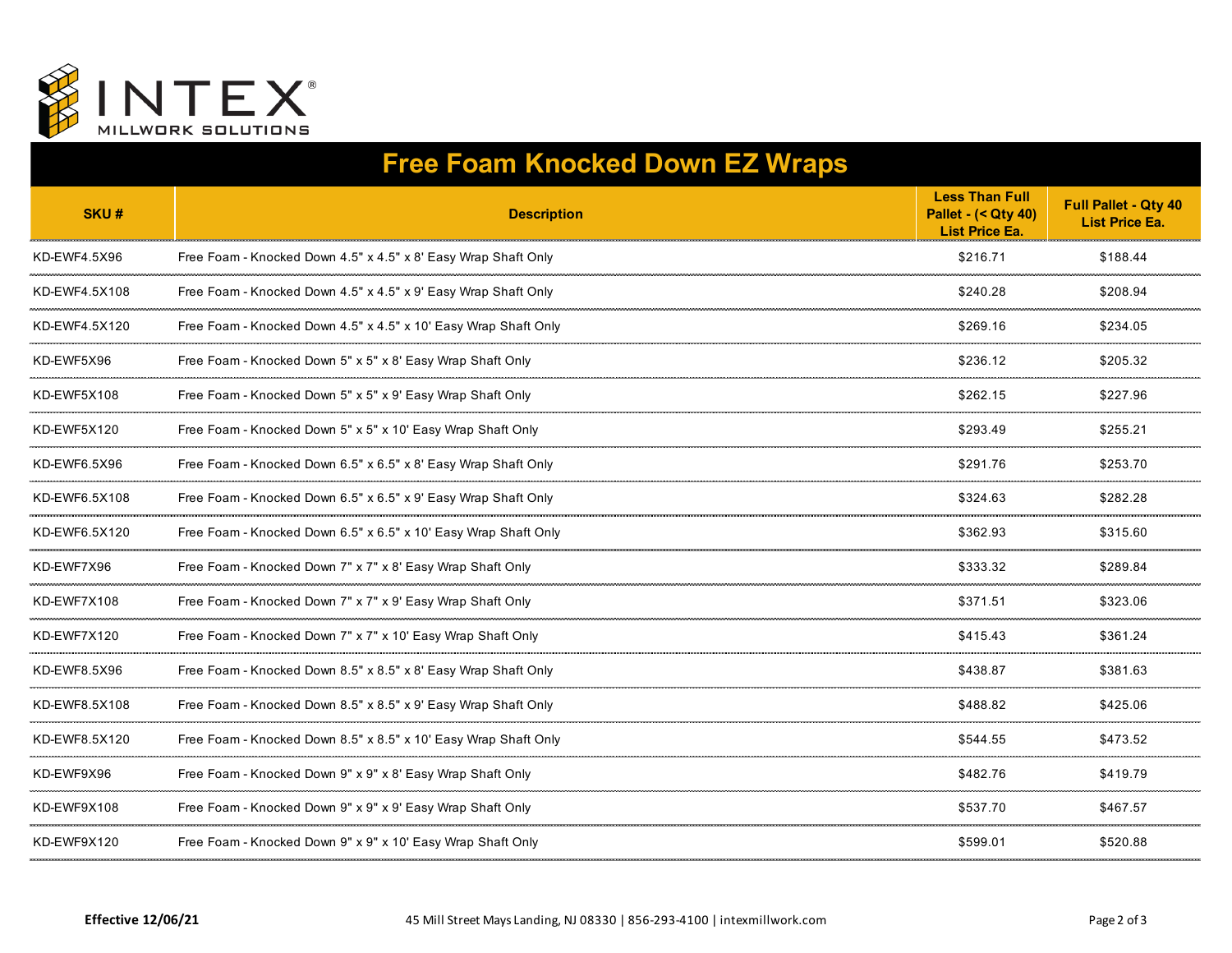INTEX®
MILLWORK SOLUTIONS

# Free Foam Knocked Down EZ Wraps

| SKU # | Description | Less Than Full Pallet - (< Qty 40) List Price Ea. | Full Pallet - Qty 40 List Price Ea. |
|---|---|---|---|
| KD-EWF4.5X96 | Free Foam - Knocked Down 4.5" x 4.5" x 8' Easy Wrap Shaft Only | $216.71 | $188.44 |
| KD-EWF4.5X108 | Free Foam - Knocked Down 4.5" x 4.5" x 9' Easy Wrap Shaft Only | $240.28 | $208.94 |
| KD-EWF4.5X120 | Free Foam - Knocked Down 4.5" x 4.5" x 10' Easy Wrap Shaft Only | $269.16 | $234.05 |
| KD-EWF5X96 | Free Foam - Knocked Down 5" x 5" x 8' Easy Wrap Shaft Only | $236.12 | $205.32 |
| KD-EWF5X108 | Free Foam - Knocked Down 5" x 5" x 9' Easy Wrap Shaft Only | $262.15 | $227.96 |
| KD-EWF5X120 | Free Foam - Knocked Down 5" x 5" x 10' Easy Wrap Shaft Only | $293.49 | $255.21 |
| KD-EWF6.5X96 | Free Foam - Knocked Down 6.5" x 6.5" x 8' Easy Wrap Shaft Only | $291.76 | $253.70 |
| KD-EWF6.5X108 | Free Foam - Knocked Down 6.5" x 6.5" x 9' Easy Wrap Shaft Only | $324.63 | $282.28 |
| KD-EWF6.5X120 | Free Foam - Knocked Down 6.5" x 6.5" x 10' Easy Wrap Shaft Only | $362.93 | $315.60 |
| KD-EWF7X96 | Free Foam - Knocked Down 7" x 7" x 8' Easy Wrap Shaft Only | $333.32 | $289.84 |
| KD-EWF7X108 | Free Foam - Knocked Down 7" x 7" x 9' Easy Wrap Shaft Only | $371.51 | $323.06 |
| KD-EWF7X120 | Free Foam - Knocked Down 7" x 7" x 10' Easy Wrap Shaft Only | $415.43 | $361.24 |
| KD-EWF8.5X96 | Free Foam - Knocked Down 8.5" x 8.5" x 8' Easy Wrap Shaft Only | $438.87 | $381.63 |
| KD-EWF8.5X108 | Free Foam - Knocked Down 8.5" x 8.5" x 9' Easy Wrap Shaft Only | $488.82 | $425.06 |
| KD-EWF8.5X120 | Free Foam - Knocked Down 8.5" x 8.5" x 10' Easy Wrap Shaft Only | $544.55 | $473.52 |
| KD-EWF9X96 | Free Foam - Knocked Down 9" x 9" x 8' Easy Wrap Shaft Only | $482.76 | $419.79 |
| KD-EWF9X108 | Free Foam - Knocked Down 9" x 9" x 9' Easy Wrap Shaft Only | $537.70 | $467.57 |
| KD-EWF9X120 | Free Foam - Knocked Down 9" x 9" x 10' Easy Wrap Shaft Only | $599.01 | $520.88 |

**Effective 12/06/21** 45 Mill Street Mays Landing, NJ 08330 | 856-293-4100 | intexmillwork.com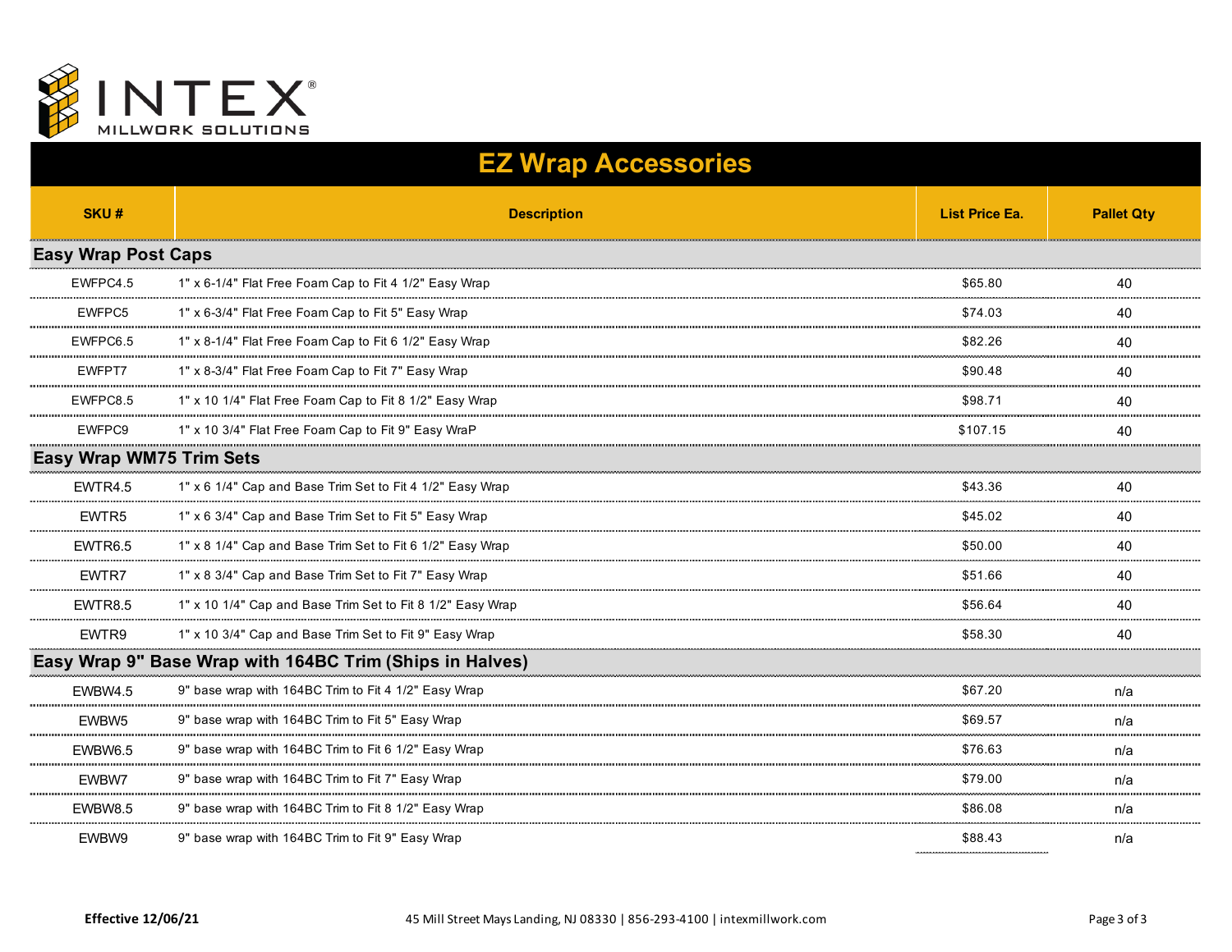INTEX MILLWORK SOLUTIONS

# EZ Wrap Accessories

| SKU # | Description | List Price Ea. | Pallet Qty |
|---|---|---|---|
| **Easy Wrap Post Caps** | | | |
| EWFPC4.5 | 1" x 6-1/4" Flat Free Foam Cap to Fit 4 1/2" Easy Wrap | $65.80 | 40 |
| EWFPC5 | 1" x 6-3/4" Flat Free Foam Cap to Fit 5" Easy Wrap | $74.03 | 40 |
| EWFPC6.5 | 1" x 8-1/4" Flat Free Foam Cap to Fit 6 1/2" Easy Wrap | $82.26 | 40 |
| EWFPT7 | 1" x 8-3/4" Flat Free Foam Cap to Fit 7" Easy Wrap | $90.48 | 40 |
| EWFPC8.5 | 1" x 10 1/4" Flat Free Foam Cap to Fit 8 1/2" Easy Wrap | $98.71 | 40 |
| EWFPC9 | 1" x 10 3/4" Flat Free Foam Cap to Fit 9" Easy WraP | $107.15 | 40 |
| **Easy Wrap WM75 Trim Sets** | | | |
| EWTR4.5 | 1" x 6 1/4" Cap and Base Trim Set to Fit 4 1/2" Easy Wrap | $43.36 | 40 |
| EWTR5 | 1" x 6 3/4" Cap and Base Trim Set to Fit 5" Easy Wrap | $45.02 | 40 |
| EWTR6.5 | 1" x 8 1/4" Cap and Base Trim Set to Fit 6 1/2" Easy Wrap | $50.00 | 40 |
| EWTR7 | 1" x 8 3/4" Cap and Base Trim Set to Fit 7" Easy Wrap | $51.66 | 40 |
| EWTR8.5 | 1" x 10 1/4" Cap and Base Trim Set to Fit 8 1/2" Easy Wrap | $56.64 | 40 |
| EWTR9 | 1" x 10 3/4" Cap and Base Trim Set to Fit 9" Easy Wrap | $58.30 | 40 |
| **Easy Wrap 9" Base Wrap with 164BC Trim (Ships in Halves)** | | | |
| EWBW4.5 | 9" base wrap with 164BC Trim to Fit 4 1/2" Easy Wrap | $67.20 | n/a |
| EWBW5 | 9" base wrap with 164BC Trim to Fit 5" Easy Wrap | $69.57 | n/a |
| EWBW6.5 | 9" base wrap with 164BC Trim to Fit 6 1/2" Easy Wrap | $76.63 | n/a |
| EWBW7 | 9" base wrap with 164BC Trim to Fit 7" Easy Wrap | $79.00 | n/a |
| EWBW8.5 | 9" base wrap with 164BC Trim to Fit 8 1/2" Easy Wrap | $86.08 | n/a |
| EWBW9 | 9" base wrap with 164BC Trim to Fit 9" Easy Wrap | $88.43 | n/a |

**Effective 12/06/21** 45 Mill Street Mays Landing, NJ 08330 | 856-293-4100 | intexmillwork.com